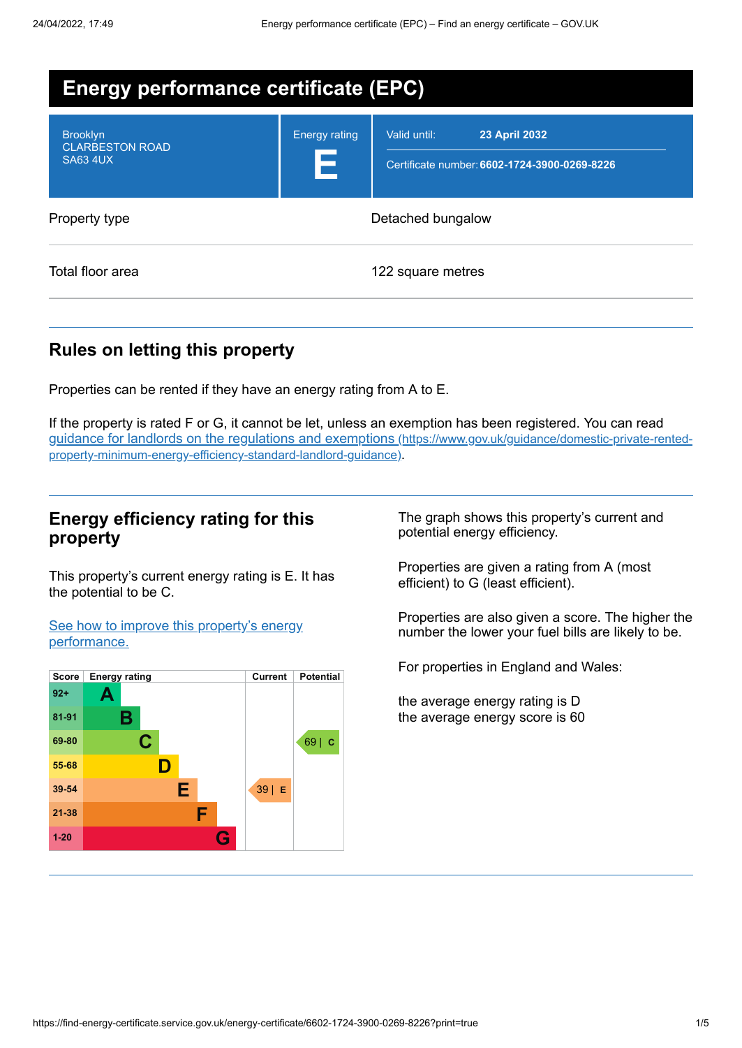# Energy performance certificate (EPC)

| Brooklyn<br>CLARBESTON ROAD<br>SA63 4UX | Energy rating<br>**E** | Valid until: **23 April 2032**<br>Certificate number: **6602-1724-3900-0269-8226** |
|---|---|---|

| | |
|---|---|
| Property type | Detached bungalow |
| Total floor area | 122 square metres |

## Rules on letting this property

Properties can be rented if they have an energy rating from A to E.

If the property is rated F or G, it cannot be let, unless an exemption has been registered. You can read [guidance for landlords on the regulations and exemptions (https://www.gov.uk/guidance/domestic-private-rented-property-minimum-energy-efficiency-standard-landlord-guidance)](https://www.gov.uk/guidance/domestic-private-rented-property-minimum-energy-efficiency-standard-landlord-guidance).

## Energy efficiency rating for this property

This property's current energy rating is E. It has the potential to be C.

[See how to improve this property's energy performance.]()

| Score | Energy rating | Current | Potential |
|---|---|---|---|
| 92+ | A | | |
| 81-91 | B | | |
| 69-80 | C | | 69 \| C |
| 55-68 | D | | |
| 39-54 | E | 39 \| E | |
| 21-38 | F | | |
| 1-20 | G | | |

The graph shows this property's current and potential energy efficiency.

Properties are given a rating from A (most efficient) to G (least efficient).

Properties are also given a score. The higher the number the lower your fuel bills are likely to be.

For properties in England and Wales:

the average energy rating is D
the average energy score is 60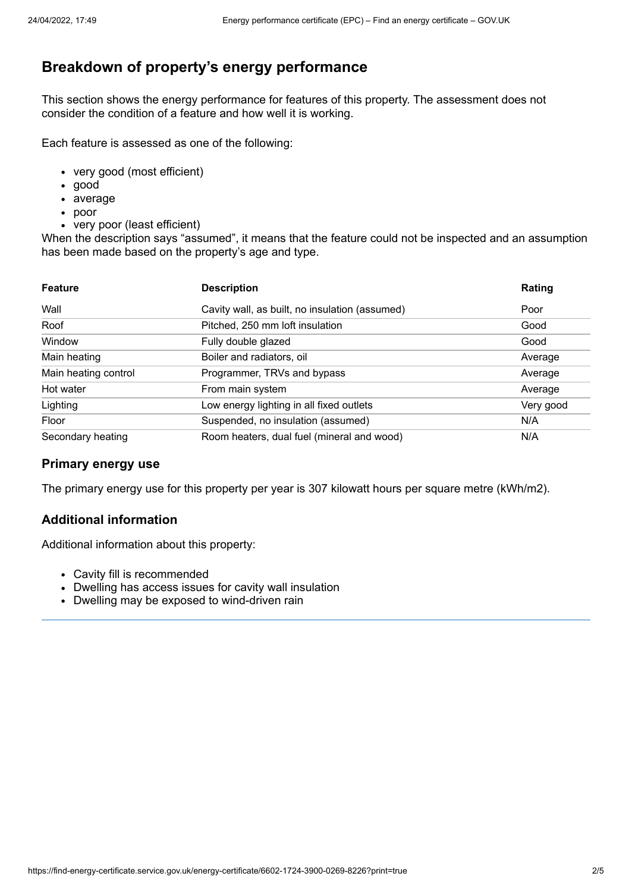## Breakdown of property's energy performance

This section shows the energy performance for features of this property. The assessment does not consider the condition of a feature and how well it is working.

Each feature is assessed as one of the following:

- very good (most efficient)
- good
- average
- poor
- very poor (least efficient)

When the description says "assumed", it means that the feature could not be inspected and an assumption has been made based on the property's age and type.

| Feature | Description | Rating |
| --- | --- | --- |
| Wall | Cavity wall, as built, no insulation (assumed) | Poor |
| Roof | Pitched, 250 mm loft insulation | Good |
| Window | Fully double glazed | Good |
| Main heating | Boiler and radiators, oil | Average |
| Main heating control | Programmer, TRVs and bypass | Average |
| Hot water | From main system | Average |
| Lighting | Low energy lighting in all fixed outlets | Very good |
| Floor | Suspended, no insulation (assumed) | N/A |
| Secondary heating | Room heaters, dual fuel (mineral and wood) | N/A |

### Primary energy use

The primary energy use for this property per year is 307 kilowatt hours per square metre (kWh/m2).

### Additional information

Additional information about this property:

- Cavity fill is recommended
- Dwelling has access issues for cavity wall insulation
- Dwelling may be exposed to wind-driven rain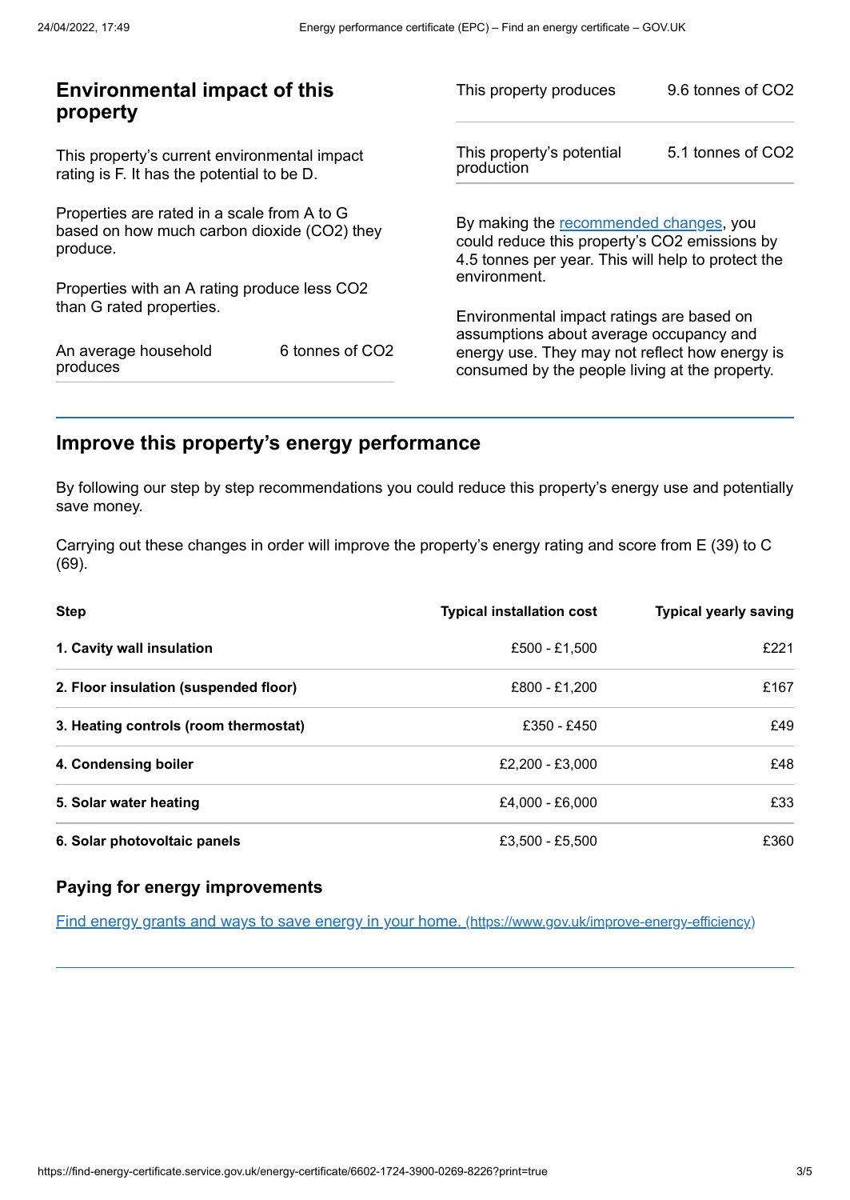## Environmental impact of this property

This property's current environmental impact rating is F. It has the potential to be D.

Properties are rated in a scale from A to G based on how much carbon dioxide ($CO_2$) they produce.

Properties with an A rating produce less $CO_2$ than G rated properties.

| | |
|---|---|
| An average household produces | 6 tonnes of $CO_2$ |

| | |
|---|---|
| This property produces | 9.6 tonnes of $CO_2$ |
| This property's potential production | 5.1 tonnes of $CO_2$ |

By making the recommended changes, you could reduce this property's $CO_2$ emissions by 4.5 tonnes per year. This will help to protect the environment.

Environmental impact ratings are based on assumptions about average occupancy and energy use. They may not reflect how energy is consumed by the people living at the property.

## Improve this property's energy performance

By following our step by step recommendations you could reduce this property's energy use and potentially save money.

Carrying out these changes in order will improve the property's energy rating and score from E (39) to C (69).

| Step | Typical installation cost | Typical yearly saving |
|---|---|---|
| **1. Cavity wall insulation** | £500 - £1,500 | £221 |
| **2. Floor insulation (suspended floor)** | £800 - £1,200 | £167 |
| **3. Heating controls (room thermostat)** | £350 - £450 | £49 |
| **4. Condensing boiler** | £2,200 - £3,000 | £48 |
| **5. Solar water heating** | £4,000 - £6,000 | £33 |
| **6. Solar photovoltaic panels** | £3,500 - £5,500 | £360 |

### Paying for energy improvements

Find energy grants and ways to save energy in your home. (https://www.gov.uk/improve-energy-efficiency)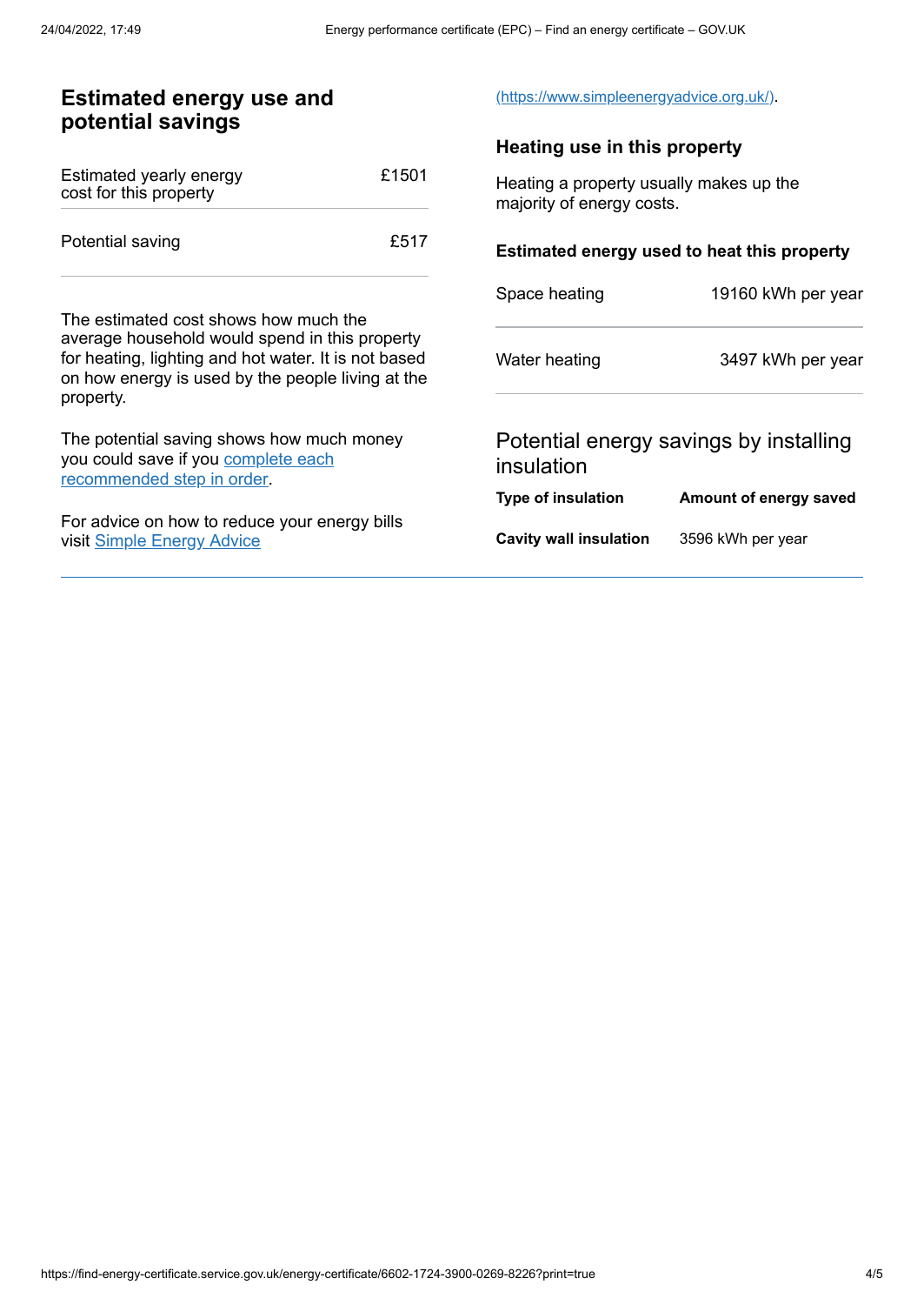## Estimated energy use and potential savings

| Estimated yearly energy cost for this property | £1501 |
| --- | --- |
| Potential saving | £517 |

The estimated cost shows how much the average household would spend in this property for heating, lighting and hot water. It is not based on how energy is used by the people living at the property.

The potential saving shows how much money you could save if you [complete each recommended step in order](#).

For advice on how to reduce your energy bills visit [Simple Energy Advice](https://www.simpleenergyadvice.org.uk/) (https://www.simpleenergyadvice.org.uk/).

### Heating use in this property

Heating a property usually makes up the majority of energy costs.

#### Estimated energy used to heat this property

| Space heating | 19160 kWh per year |
| --- | --- |
| Water heating | 3497 kWh per year |

### Potential energy savings by installing insulation

| Type of insulation | Amount of energy saved |
| --- | --- |
| **Cavity wall insulation** | 3596 kWh per year |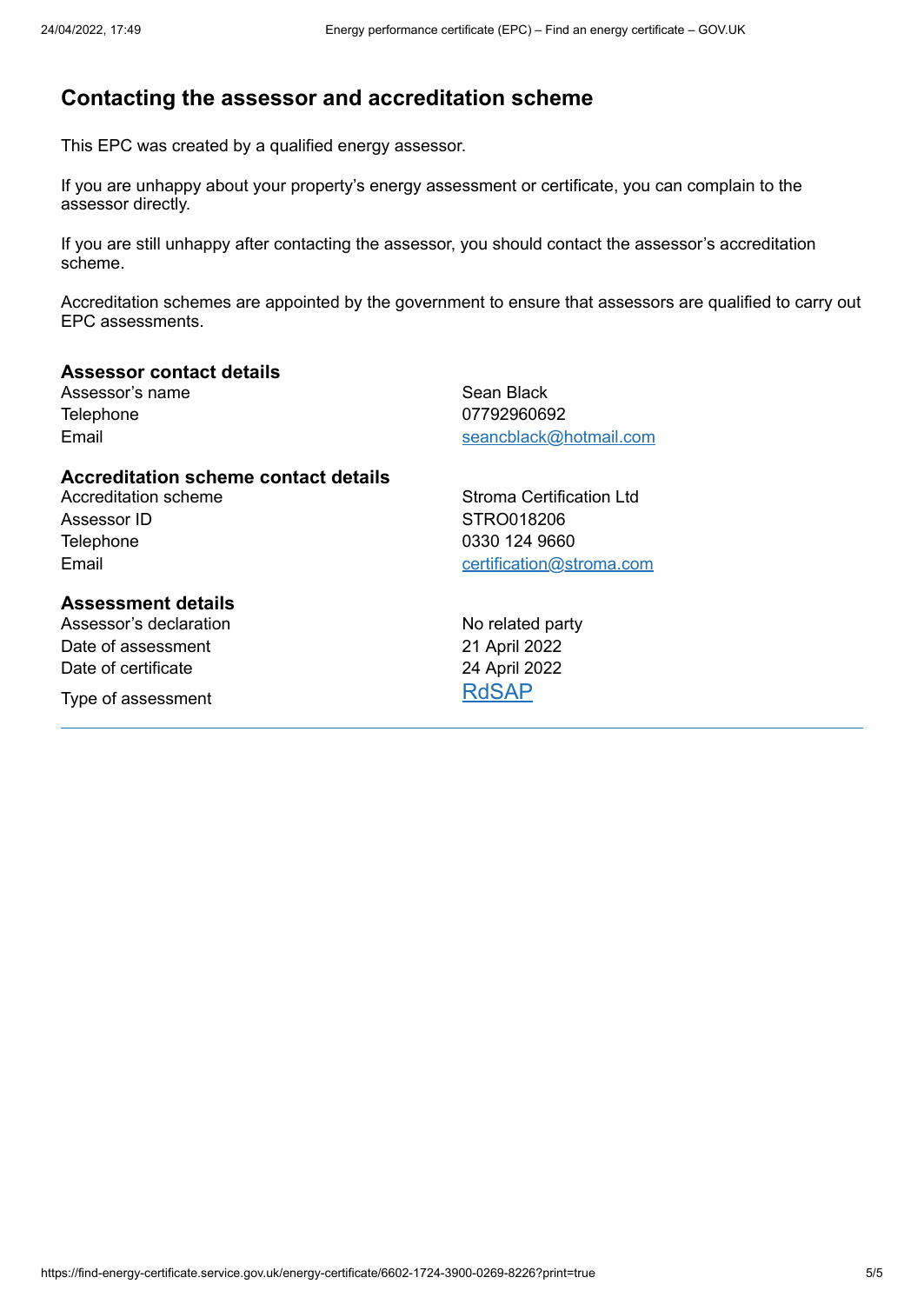## Contacting the assessor and accreditation scheme

This EPC was created by a qualified energy assessor.

If you are unhappy about your property's energy assessment or certificate, you can complain to the assessor directly.

If you are still unhappy after contacting the assessor, you should contact the assessor's accreditation scheme.

Accreditation schemes are appointed by the government to ensure that assessors are qualified to carry out EPC assessments.

### Assessor contact details

| | |
|---|---|
| Assessor's name | Sean Black |
| Telephone | 07792960692 |
| Email | seancblack@hotmail.com |

### Accreditation scheme contact details

| | |
|---|---|
| Accreditation scheme | Stroma Certification Ltd |
| Assessor ID | STRO018206 |
| Telephone | 0330 124 9660 |
| Email | certification@stroma.com |

### Assessment details

| | |
|---|---|
| Assessor's declaration | No related party |
| Date of assessment | 21 April 2022 |
| Date of certificate | 24 April 2022 |
| Type of assessment | RdSAP |